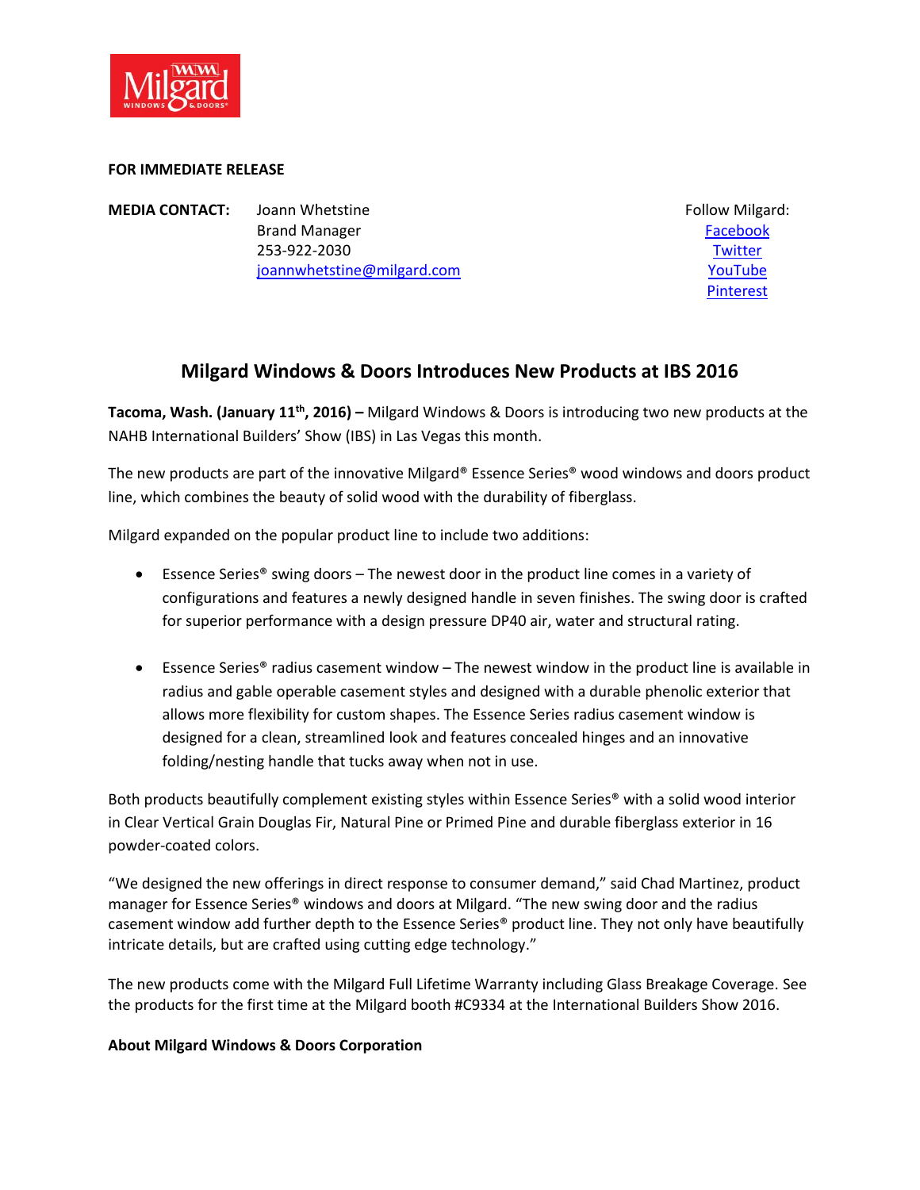**FOR IMMEDIATE RELEASE**

**MEDIA CONTACT:** Joann Whetstine
Brand Manager
253-922-2030
joannwhetstine@milgard.com

Follow Milgard:
Facebook
Twitter
YouTube
Pinterest

## Milgard Windows & Doors Introduces New Products at IBS 2016

**Tacoma, Wash. (January 11th, 2016) –** Milgard Windows & Doors is introducing two new products at the NAHB International Builders' Show (IBS) in Las Vegas this month.

The new products are part of the innovative Milgard® Essence Series® wood windows and doors product line, which combines the beauty of solid wood with the durability of fiberglass.

Milgard expanded on the popular product line to include two additions:

- Essence Series® swing doors – The newest door in the product line comes in a variety of configurations and features a newly designed handle in seven finishes. The swing door is crafted for superior performance with a design pressure DP40 air, water and structural rating.

- Essence Series® radius casement window – The newest window in the product line is available in radius and gable operable casement styles and designed with a durable phenolic exterior that allows more flexibility for custom shapes. The Essence Series radius casement window is designed for a clean, streamlined look and features concealed hinges and an innovative folding/nesting handle that tucks away when not in use.

Both products beautifully complement existing styles within Essence Series® with a solid wood interior in Clear Vertical Grain Douglas Fir, Natural Pine or Primed Pine and durable fiberglass exterior in 16 powder-coated colors.

"We designed the new offerings in direct response to consumer demand," said Chad Martinez, product manager for Essence Series® windows and doors at Milgard. "The new swing door and the radius casement window add further depth to the Essence Series® product line. They not only have beautifully intricate details, but are crafted using cutting edge technology."

The new products come with the Milgard Full Lifetime Warranty including Glass Breakage Coverage. See the products for the first time at the Milgard booth #C9334 at the International Builders Show 2016.

**About Milgard Windows & Doors Corporation**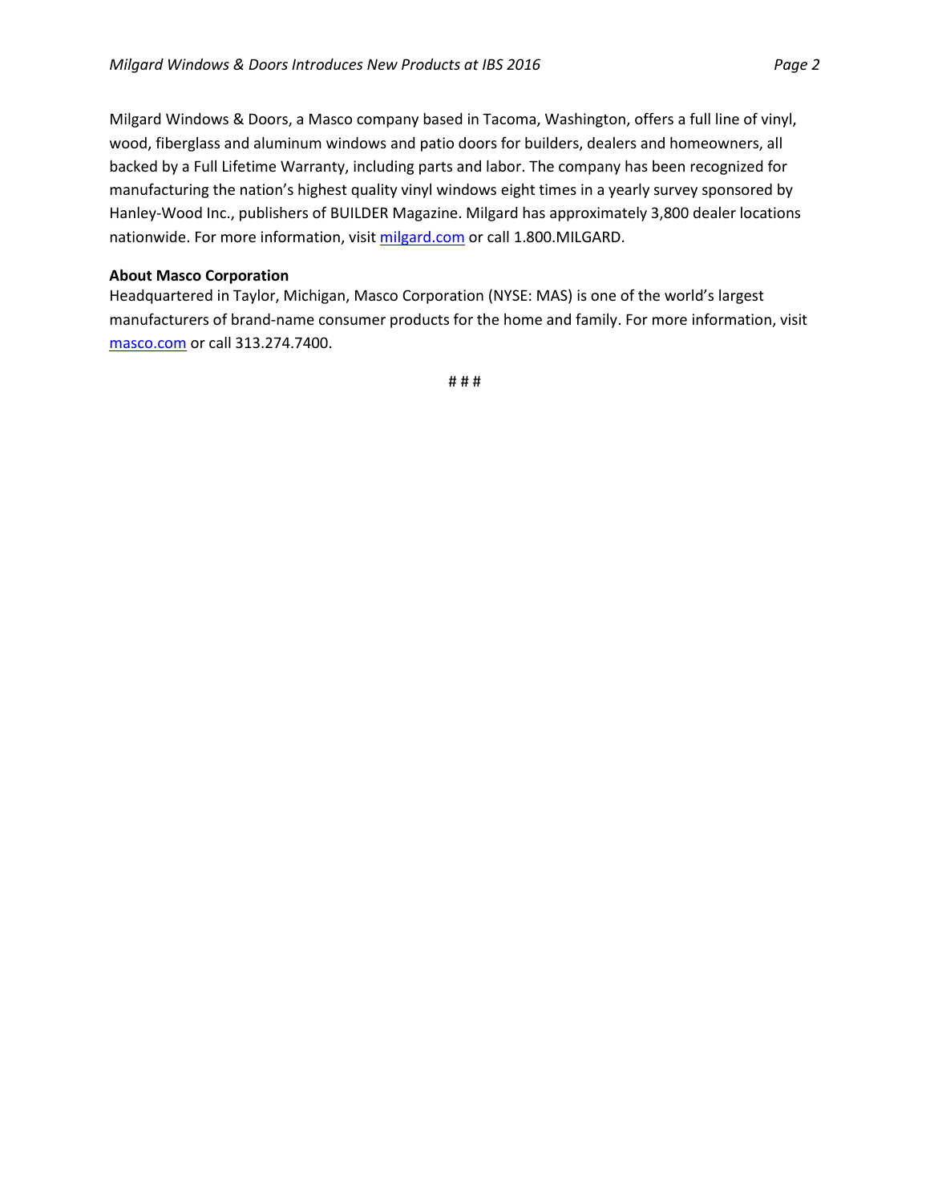Milgard Windows & Doors, a Masco company based in Tacoma, Washington, offers a full line of vinyl, wood, fiberglass and aluminum windows and patio doors for builders, dealers and homeowners, all backed by a Full Lifetime Warranty, including parts and labor. The company has been recognized for manufacturing the nation's highest quality vinyl windows eight times in a yearly survey sponsored by Hanley-Wood Inc., publishers of BUILDER Magazine. Milgard has approximately 3,800 dealer locations nationwide. For more information, visit milgard.com or call 1.800.MILGARD.

**About Masco Corporation**

Headquartered in Taylor, Michigan, Masco Corporation (NYSE: MAS) is one of the world's largest manufacturers of brand-name consumer products for the home and family. For more information, visit masco.com or call 313.274.7400.

# # #